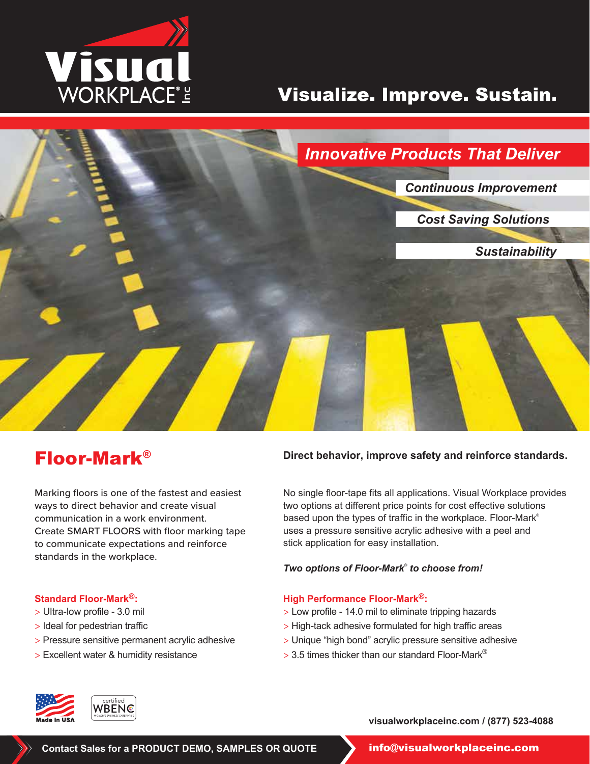Visual WORKPLACE® Inc

Visualize. Improve. Sustain.

*Innovative Products That Deliver*

*Continuous Improvement*

*Cost Saving Solutions*

*Sustainability*

# Floor-Mark®

Marking floors is one of the fastest and easiest ways to direct behavior and create visual communication in a work environment. Create SMART FLOORS with floor marking tape to communicate expectations and reinforce standards in the workplace.

**Direct behavior, improve safety and reinforce standards.**

No single floor-tape fits all applications. Visual Workplace provides two options at different price points for cost effective solutions based upon the types of traffic in the workplace. Floor-Mark® uses a pressure sensitive acrylic adhesive with a peel and stick application for easy installation.

***Two options of Floor-Mark® to choose from!***

### Standard Floor-Mark®:

> Ultra-low profile - 3.0 mil
> Ideal for pedestrian traffic
> Pressure sensitive permanent acrylic adhesive
> Excellent water & humidity resistance

### High Performance Floor-Mark®:

> Low profile - 14.0 mil to eliminate tripping hazards
> High-tack adhesive formulated for high traffic areas
> Unique "high bond" acrylic pressure sensitive adhesive
> 3.5 times thicker than our standard Floor-Mark®

Made in USA

certified WBENC WOMEN'S BUSINESS ENTERPRISE

visualworkplaceinc.com / (877) 523-4088

**Contact Sales for a PRODUCT DEMO, SAMPLES OR QUOTE**

**info@visualworkplaceinc.com**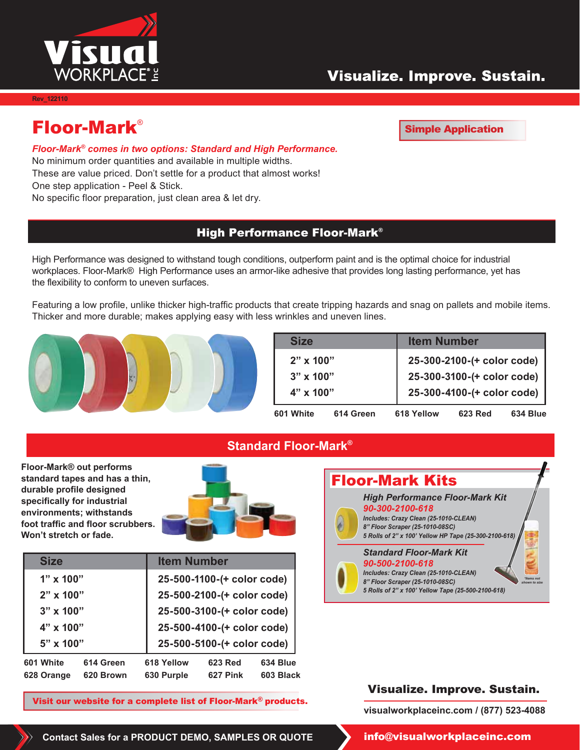Visualize. Improve. Sustain.

Rev_122110

# Floor-Mark®

**Simple Application**

***Floor-Mark® comes in two options: Standard and High Performance.***

No minimum order quantities and available in multiple widths.
These are value priced. Don't settle for a product that almost works!
One step application - Peel & Stick.
No specific floor preparation, just clean area & let dry.

## High Performance Floor-Mark®

High Performance was designed to withstand tough conditions, outperform paint and is the optimal choice for industrial workplaces. Floor-Mark® High Performance uses an armor-like adhesive that provides long lasting performance, yet has the flexibility to conform to uneven surfaces.

Featuring a low profile, unlike thicker high-traffic products that create tripping hazards and snag on pallets and mobile items. Thicker and more durable; makes applying easy with less wrinkles and uneven lines.

| Size | Item Number |
|---|---|
| 2" x 100" | 25-300-2100-(+ color code) |
| 3" x 100" | 25-300-3100-(+ color code) |
| 4" x 100" | 25-300-4100-(+ color code) |

601 White | 614 Green | 618 Yellow | 623 Red | 634 Blue

## Standard Floor-Mark®

**Floor-Mark® out performs standard tapes and has a thin, durable profile designed specifically for industrial environments; withstands foot traffic and floor scrubbers. Won't stretch or fade.**

| Size | Item Number |
|---|---|
| 1" x 100" | 25-500-1100-(+ color code) |
| 2" x 100" | 25-500-2100-(+ color code) |
| 3" x 100" | 25-500-3100-(+ color code) |
| 4" x 100" | 25-500-4100-(+ color code) |
| 5" x 100" | 25-500-5100-(+ color code) |

601 White | 614 Green | 618 Yellow | 623 Red | 634 Blue
628 Orange | 620 Brown | 630 Purple | 627 Pink | 603 Black

**Visit our website for a complete list of Floor-Mark® products.**

## Floor-Mark Kits

***High Performance Floor-Mark Kit***
*90-300-2100-618*
*Includes: Crazy Clean (25-1010-CLEAN)*
*8" Floor Scraper (25-1010-08SC)*
*5 Rolls of 2" x 100' Yellow HP Tape (25-300-2100-618)*

***Standard Floor-Mark Kit***
*90-500-2100-618*
*Includes: Crazy Clean (25-1010-CLEAN)*
*8" Floor Scraper (25-1010-08SC)*
*5 Rolls of 2" x 100' Yellow Tape (25-500-2100-618)*

*Items not shown to size

**Visualize. Improve. Sustain.**

**visualworkplaceinc.com / (877) 523-4088**

**Contact Sales for a PRODUCT DEMO, SAMPLES OR QUOTE**

**info@visualworkplaceinc.com**